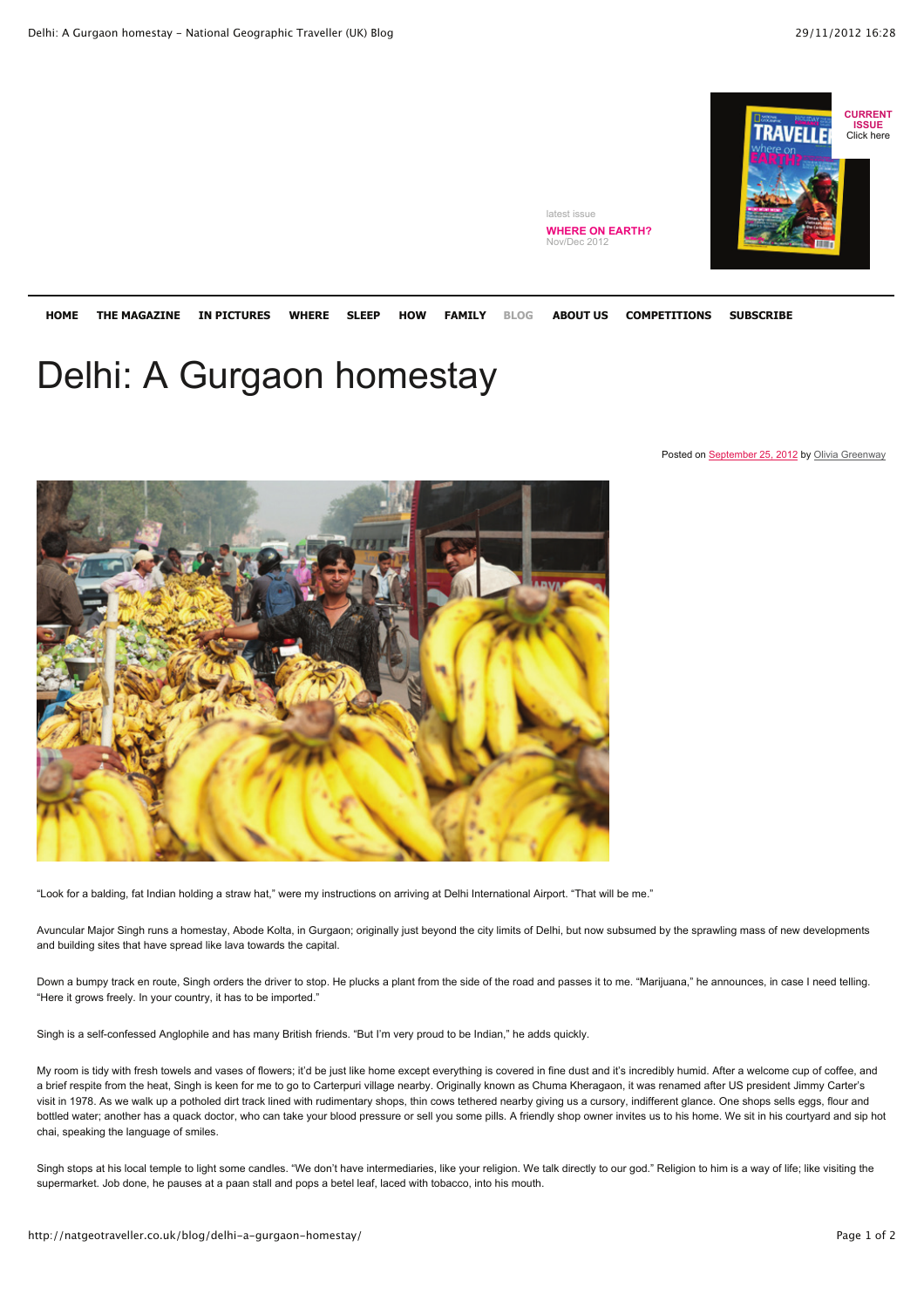latest issue

**WHERE ON EARTH?**
Nov/Dec 2012

**CURRENT ISSUE**
Click here

**HOME** **THE MAGAZINE** **IN PICTURES** **WHERE** **SLEEP** **HOW** **FAMILY** BLOG **ABOUT US** **COMPETITIONS** **SUBSCRIBE**

# Delhi: A Gurgaon homestay

Posted on September 25, 2012 by Olivia Greenway

"Look for a balding, fat Indian holding a straw hat," were my instructions on arriving at Delhi International Airport. "That will be me."

Avuncular Major Singh runs a homestay, Abode Kolta, in Gurgaon; originally just beyond the city limits of Delhi, but now subsumed by the sprawling mass of new developments and building sites that have spread like lava towards the capital.

Down a bumpy track en route, Singh orders the driver to stop. He plucks a plant from the side of the road and passes it to me. "Marijuana," he announces, in case I need telling. "Here it grows freely. In your country, it has to be imported."

Singh is a self-confessed Anglophile and has many British friends. "But I'm very proud to be Indian," he adds quickly.

My room is tidy with fresh towels and vases of flowers; it'd be just like home except everything is covered in fine dust and it's incredibly humid. After a welcome cup of coffee, and a brief respite from the heat, Singh is keen for me to go to Carterpuri village nearby. Originally known as Chuma Kheragaon, it was renamed after US president Jimmy Carter's visit in 1978. As we walk up a potholed dirt track lined with rudimentary shops, thin cows tethered nearby giving us a cursory, indifferent glance. One shops sells eggs, flour and bottled water; another has a quack doctor, who can take your blood pressure or sell you some pills. A friendly shop owner invites us to his home. We sit in his courtyard and sip hot chai, speaking the language of smiles.

Singh stops at his local temple to light some candles. "We don't have intermediaries, like your religion. We talk directly to our god." Religion to him is a way of life; like visiting the supermarket. Job done, he pauses at a paan stall and pops a betel leaf, laced with tobacco, into his mouth.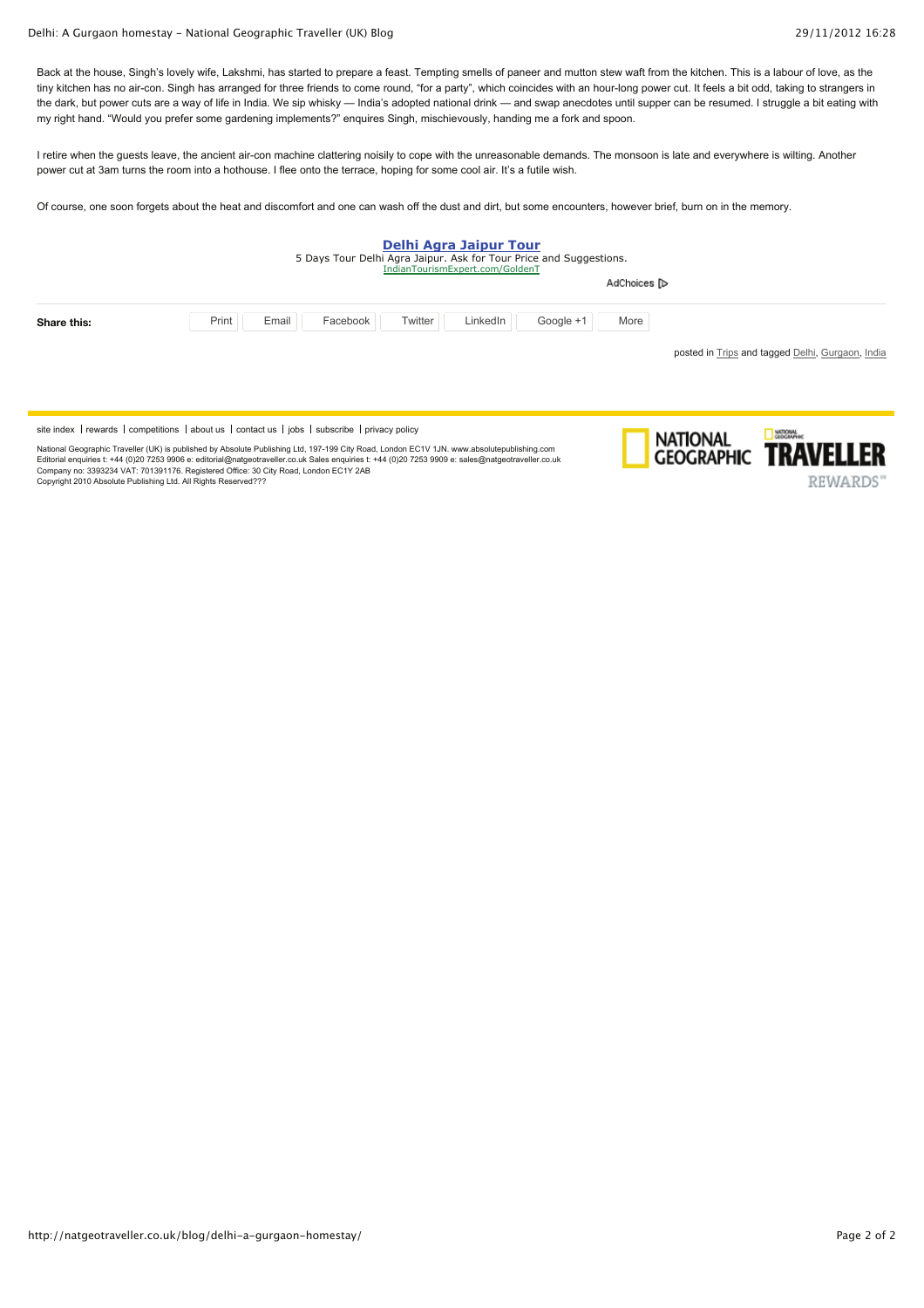Back at the house, Singh's lovely wife, Lakshmi, has started to prepare a feast. Tempting smells of paneer and mutton stew waft from the kitchen. This is a labour of love, as the tiny kitchen has no air-con. Singh has arranged for three friends to come round, "for a party", which coincides with an hour-long power cut. It feels a bit odd, taking to strangers in the dark, but power cuts are a way of life in India. We sip whisky — India's adopted national drink — and swap anecdotes until supper can be resumed. I struggle a bit eating with my right hand. "Would you prefer some gardening implements?" enquires Singh, mischievously, handing me a fork and spoon.

I retire when the guests leave, the ancient air-con machine clattering noisily to cope with the unreasonable demands. The monsoon is late and everywhere is wilting. Another power cut at 3am turns the room into a hothouse. I flee onto the terrace, hoping for some cool air. It's a futile wish.

Of course, one soon forgets about the heat and discomfort and one can wash off the dust and dirt, but some encounters, however brief, burn on in the memory.

**Delhi Agra Jaipur Tour**
5 Days Tour Delhi Agra Jaipur. Ask for Tour Price and Suggestions.
IndianTourismExpert.com/GoldenT

AdChoices

**Share this:** Print Email Facebook Twitter LinkedIn Google +1 More

posted in Trips and tagged Delhi, Gurgaon, India

site index | rewards | competitions | about us | contact us | jobs | subscribe | privacy policy

National Geographic Traveller (UK) is published by Absolute Publishing Ltd, 197-199 City Road, London EC1V 1JN. www.absolutepublishing.com
Editorial enquiries t: +44 (0)20 7253 9906 e: editorial@natgeotraveller.co.uk Sales enquiries t: +44 (0)20 7253 9909 e: sales@natgeotraveller.co.uk
Company no: 3393234 VAT: 701391176. Registered Office: 30 City Road, London EC1Y 2AB
Copyright 2010 Absolute Publishing Ltd. All Rights Reserved???

NATIONAL GEOGRAPHIC TRAVELLER REWARDS